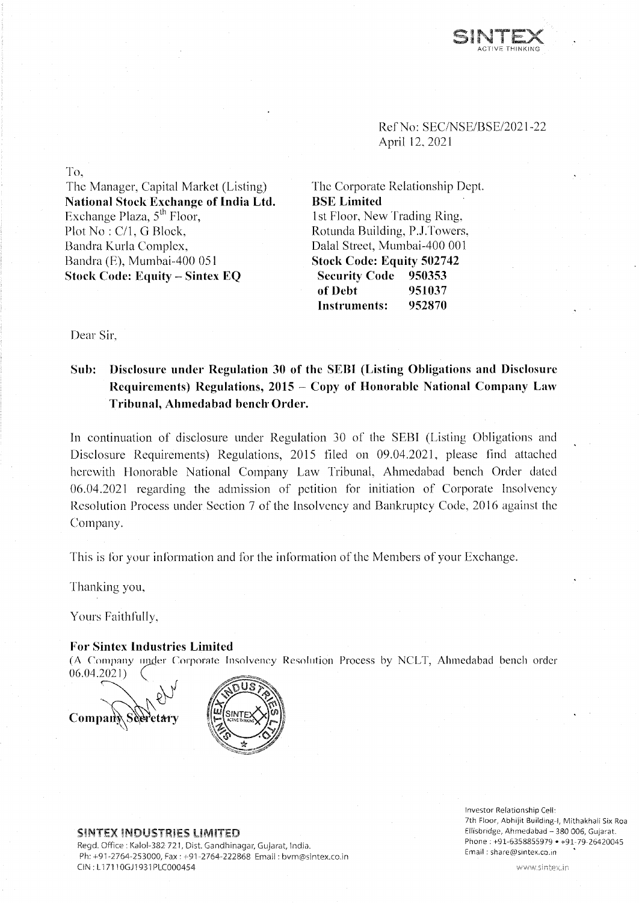SINTEX
ACTIVE THINKING

Ref No: SEC/NSE/BSE/2021-22
April 12, 2021

To,

The Manager, Capital Market (Listing)
**National Stock Exchange of India Ltd.**
Exchange Plaza, 5th Floor,
Plot No : C/1, G Block,
Bandra Kurla Complex,
Bandra (E), Mumbai-400 051
**Stock Code: Equity – Sintex EQ**

The Corporate Relationship Dept.
**BSE Limited**
1st Floor, New Trading Ring,
Rotunda Building, P.J.Towers,
Dalal Street, Mumbai-400 001
**Stock Code: Equity 502742**
**Security Code of Debt Instruments: 950353, 951037, 952870**

Dear Sir,

**Sub: Disclosure under Regulation 30 of the SEBI (Listing Obligations and Disclosure Requirements) Regulations, 2015 – Copy of Honorable National Company Law Tribunal, Ahmedabad bench Order.**

In continuation of disclosure under Regulation 30 of the SEBI (Listing Obligations and Disclosure Requirements) Regulations, 2015 filed on 09.04.2021, please find attached herewith Honorable National Company Law Tribunal, Ahmedabad bench Order dated 06.04.2021 regarding the admission of petition for initiation of Corporate Insolvency Resolution Process under Section 7 of the Insolvency and Bankruptcy Code, 2016 against the Company.

This is for your information and for the information of the Members of your Exchange.

Thanking you,

Yours Faithfully,

**For Sintex Industries Limited**
(A Company under Corporate Insolvency Resolution Process by NCLT, Ahmedabad bench order 06.04.2021)

**Company Secretary**

**SINTEX INDUSTRIES LIMITED**
Regd. Office : Kalol-382 721, Dist. Gandhinagar, Gujarat, India.
Ph: +91-2764-253000, Fax : +91-2764-222868 Email : bvm@sintex.co.in
CIN : L17110GJ1931PLC000454

Investor Relationship Cell:
7th Floor, Abhijit Building-I, Mithakhali Six Roa
Ellisbridge, Ahmedabad – 380 006, Gujarat.
Phone : +91-6358855979 • +91-79-26420045
Email : share@sintex.co.in

www.sintex.in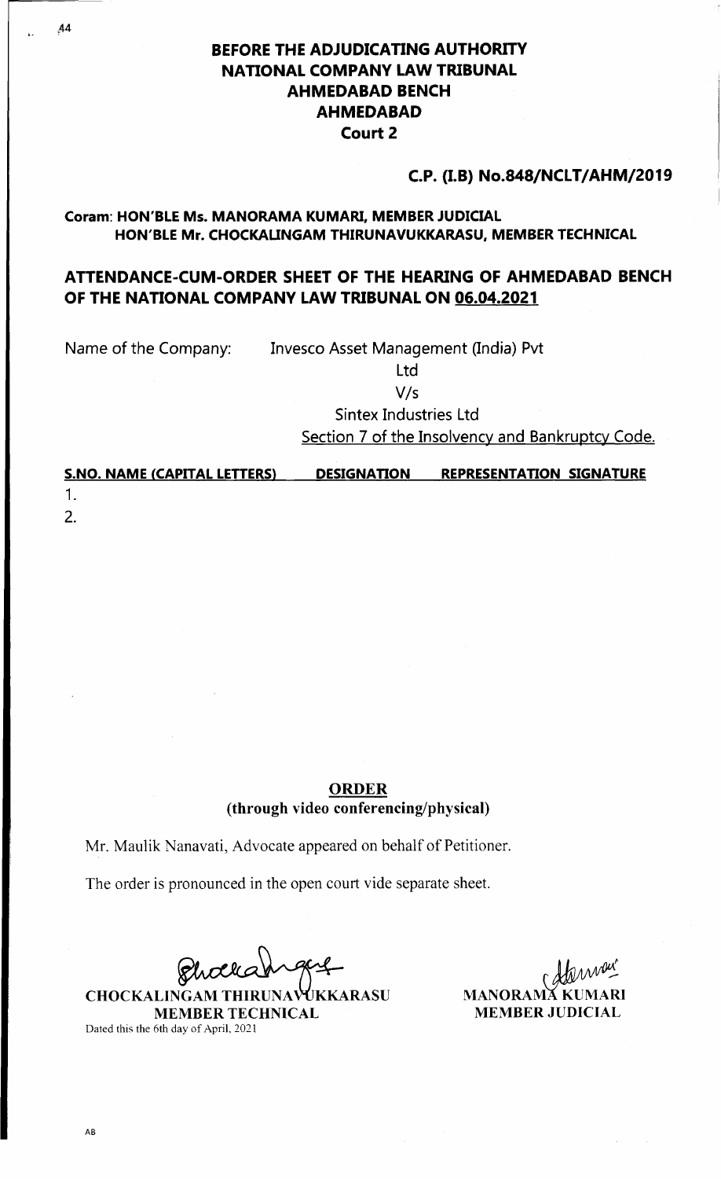# BEFORE THE ADJUDICATING AUTHORITY
# NATIONAL COMPANY LAW TRIBUNAL
# AHMEDABAD BENCH
# AHMEDABAD
## Court 2

**C.P. (I.B) No.848/NCLT/AHM/2019**

**Coram: HON'BLE Ms. MANORAMA KUMARI, MEMBER JUDICIAL**
**HON'BLE Mr. CHOCKALINGAM THIRUNAVUKKARASU, MEMBER TECHNICAL**

**ATTENDANCE-CUM-ORDER SHEET OF THE HEARING OF AHMEDABAD BENCH OF THE NATIONAL COMPANY LAW TRIBUNAL ON 06.04.2021**

Name of the Company: Invesco Asset Management (India) Pvt Ltd

V/s

Sintex Industries Ltd

Section 7 of the Insolvency and Bankruptcy Code.

| S.NO. | NAME (CAPITAL LETTERS) | DESIGNATION | REPRESENTATION | SIGNATURE |
|---|---|---|---|---|
| 1. | | | | |
| 2. | | | | |

**ORDER**
**(through video conferencing/physical)**

Mr. Maulik Nanavati, Advocate appeared on behalf of Petitioner.

The order is pronounced in the open court vide separate sheet.

**CHOCKALINGAM THIRUNAVUKKARASU**
**MEMBER TECHNICAL**
Dated this the 6th day of April, 2021

**MANORAMA KUMARI**
**MEMBER JUDICIAL**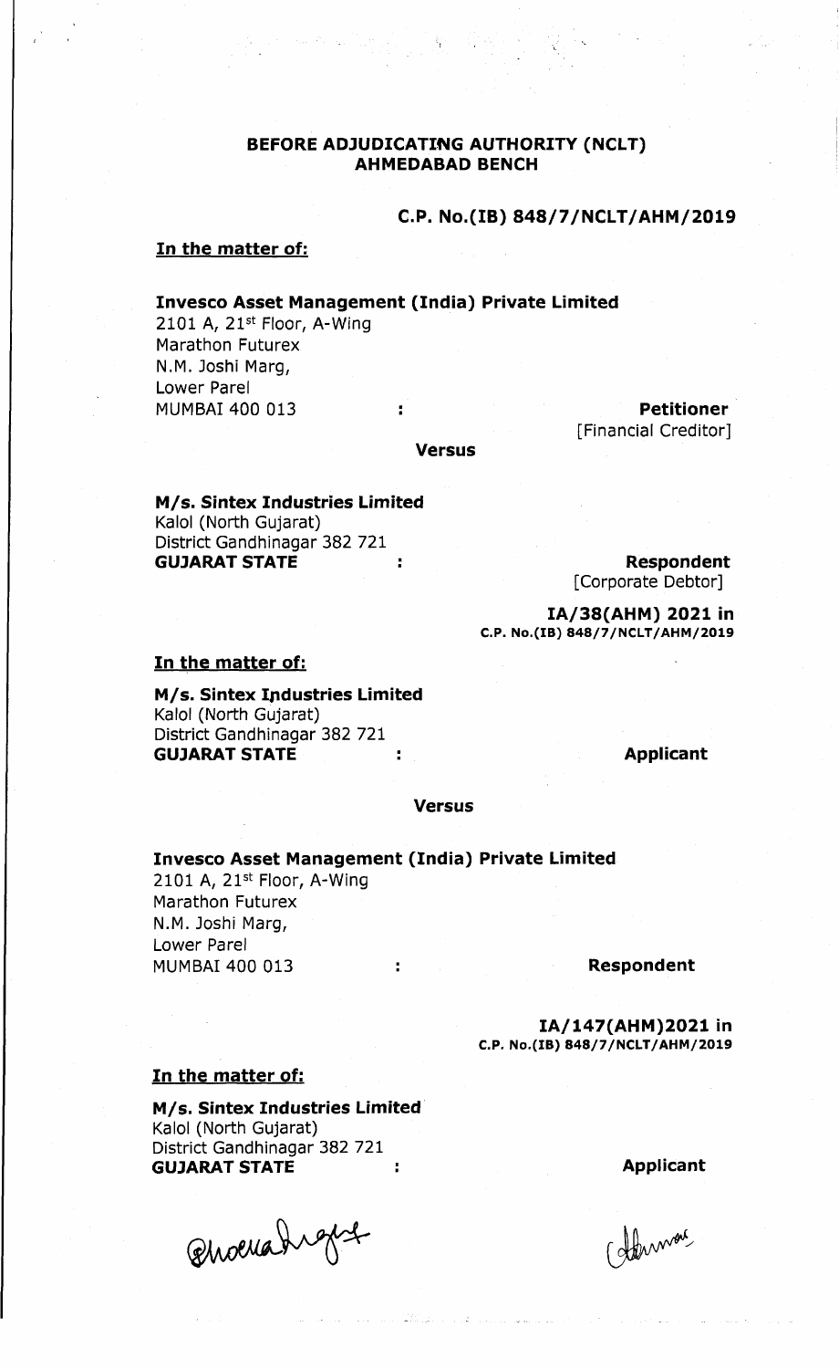**BEFORE ADJUDICATING AUTHORITY (NCLT)**
**AHMEDABAD BENCH**

**C.P. No.(IB) 848/7/NCLT/AHM/2019**

**In the matter of:**

**Invesco Asset Management (India) Private Limited**
2101 A, 21st Floor, A-Wing
Marathon Futurex
N.M. Joshi Marg,
Lower Parel
MUMBAI 400 013 : **Petitioner**
[Financial Creditor]

**Versus**

**M/s. Sintex Industries Limited**
Kalol (North Gujarat)
District Gandhinagar 382 721
**GUJARAT STATE** : **Respondent**
[Corporate Debtor]

**IA/38(AHM) 2021 in**
**C.P. No.(IB) 848/7/NCLT/AHM/2019**

**In the matter of:**

**M/s. Sintex Industries Limited**
Kalol (North Gujarat)
District Gandhinagar 382 721
**GUJARAT STATE** : **Applicant**

**Versus**

**Invesco Asset Management (India) Private Limited**
2101 A, 21st Floor, A-Wing
Marathon Futurex
N.M. Joshi Marg,
Lower Parel
MUMBAI 400 013 : **Respondent**

**IA/147(AHM)2021 in**
**C.P. No.(IB) 848/7/NCLT/AHM/2019**

**In the matter of:**

**M/s. Sintex Industries Limited**
Kalol (North Gujarat)
District Gandhinagar 382 721
**GUJARAT STATE** : **Applicant**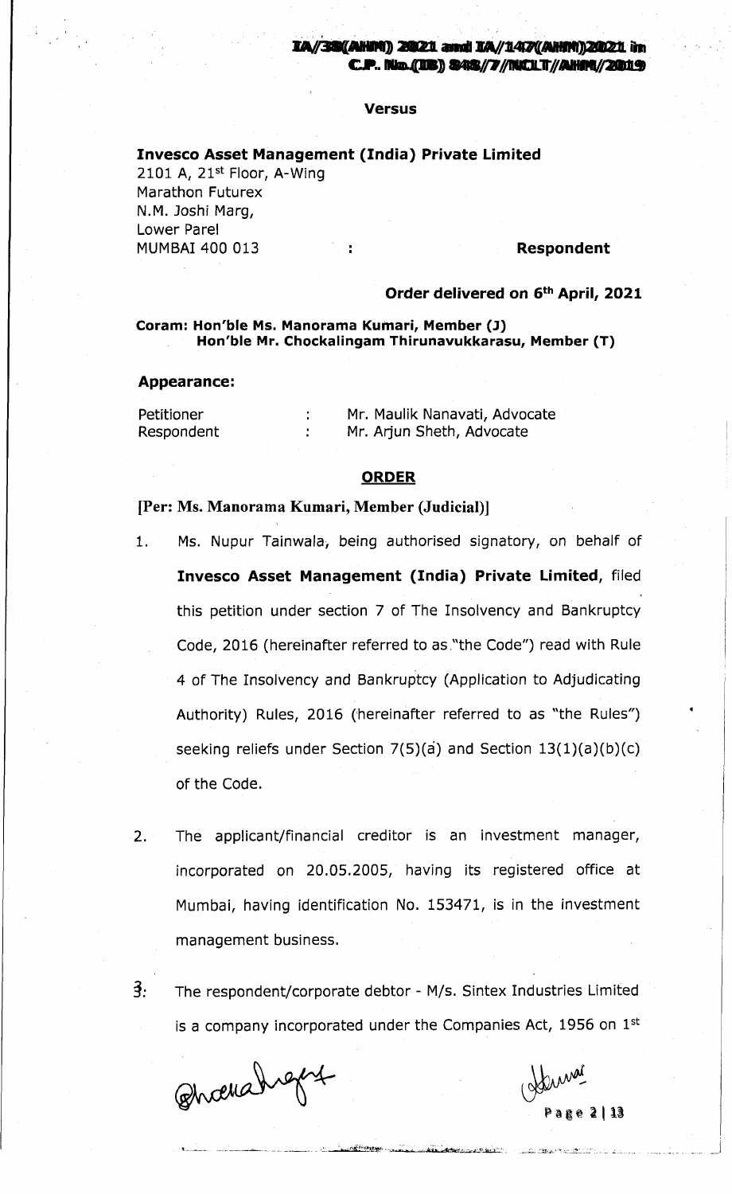**IA/38(AHM) 2021 and IA/147(AHM)2021 in C.P. No.(IB) 848/7/NCLT/AHM/2019**

**Versus**

**Invesco Asset Management (India) Private Limited**
2101 A, 21st Floor, A-Wing
Marathon Futurex
N.M. Joshi Marg,
Lower Parel
MUMBAI 400 013 : **Respondent**

**Order delivered on 6th April, 2021**

**Coram: Hon'ble Ms. Manorama Kumari, Member (J)**
**Hon'ble Mr. Chockalingam Thirunavukkarasu, Member (T)**

**Appearance:**

| | | |
|---|---|---|
| Petitioner | : | Mr. Maulik Nanavati, Advocate |
| Respondent | : | Mr. Arjun Sheth, Advocate |

**ORDER**

**[Per: Ms. Manorama Kumari, Member (Judicial)]**

1. Ms. Nupur Tainwala, being authorised signatory, on behalf of **Invesco Asset Management (India) Private Limited,** filed this petition under section 7 of The Insolvency and Bankruptcy Code, 2016 (hereinafter referred to as "the Code") read with Rule 4 of The Insolvency and Bankruptcy (Application to Adjudicating Authority) Rules, 2016 (hereinafter referred to as "the Rules") seeking reliefs under Section 7(5)(a) and Section 13(1)(a)(b)(c) of the Code.

2. The applicant/financial creditor is an investment manager, incorporated on 20.05.2005, having its registered office at Mumbai, having identification No. 153471, is in the investment management business.

3. The respondent/corporate debtor - M/s. Sintex Industries Limited is a company incorporated under the Companies Act, 1956 on 1st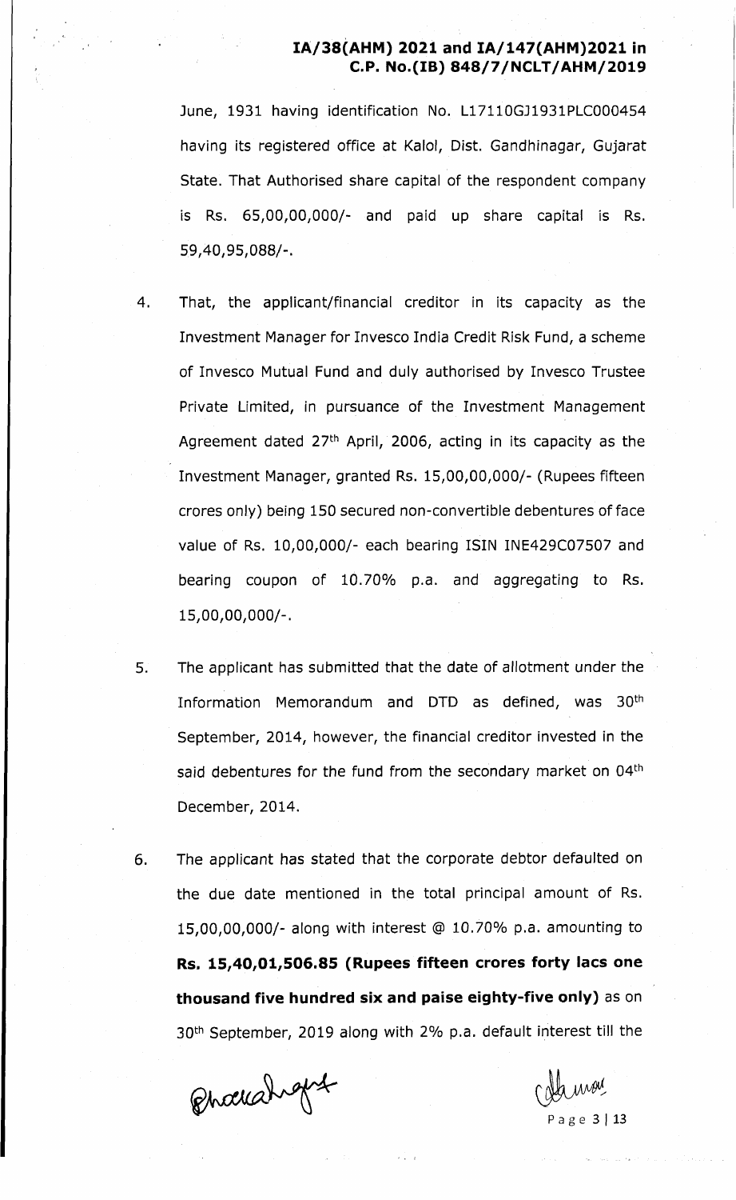June, 1931 having identification No. L17110GJ1931PLC000454 having its registered office at Kalol, Dist. Gandhinagar, Gujarat State. That Authorised share capital of the respondent company is Rs. 65,00,00,000/- and paid up share capital is Rs. 59,40,95,088/-.

4. That, the applicant/financial creditor in its capacity as the Investment Manager for Invesco India Credit Risk Fund, a scheme of Invesco Mutual Fund and duly authorised by Invesco Trustee Private Limited, in pursuance of the Investment Management Agreement dated 27th April, 2006, acting in its capacity as the Investment Manager, granted Rs. 15,00,00,000/- (Rupees fifteen crores only) being 150 secured non-convertible debentures of face value of Rs. 10,00,000/- each bearing ISIN INE429C07507 and bearing coupon of 10.70% p.a. and aggregating to Rs. 15,00,00,000/-.

5. The applicant has submitted that the date of allotment under the Information Memorandum and DTD as defined, was 30th September, 2014, however, the financial creditor invested in the said debentures for the fund from the secondary market on 04th December, 2014.

6. The applicant has stated that the corporate debtor defaulted on the due date mentioned in the total principal amount of Rs. 15,00,00,000/- along with interest @ 10.70% p.a. amounting to **Rs. 15,40,01,506.85 (Rupees fifteen crores forty lacs one thousand five hundred six and paise eighty-five only)** as on 30th September, 2019 along with 2% p.a. default interest till the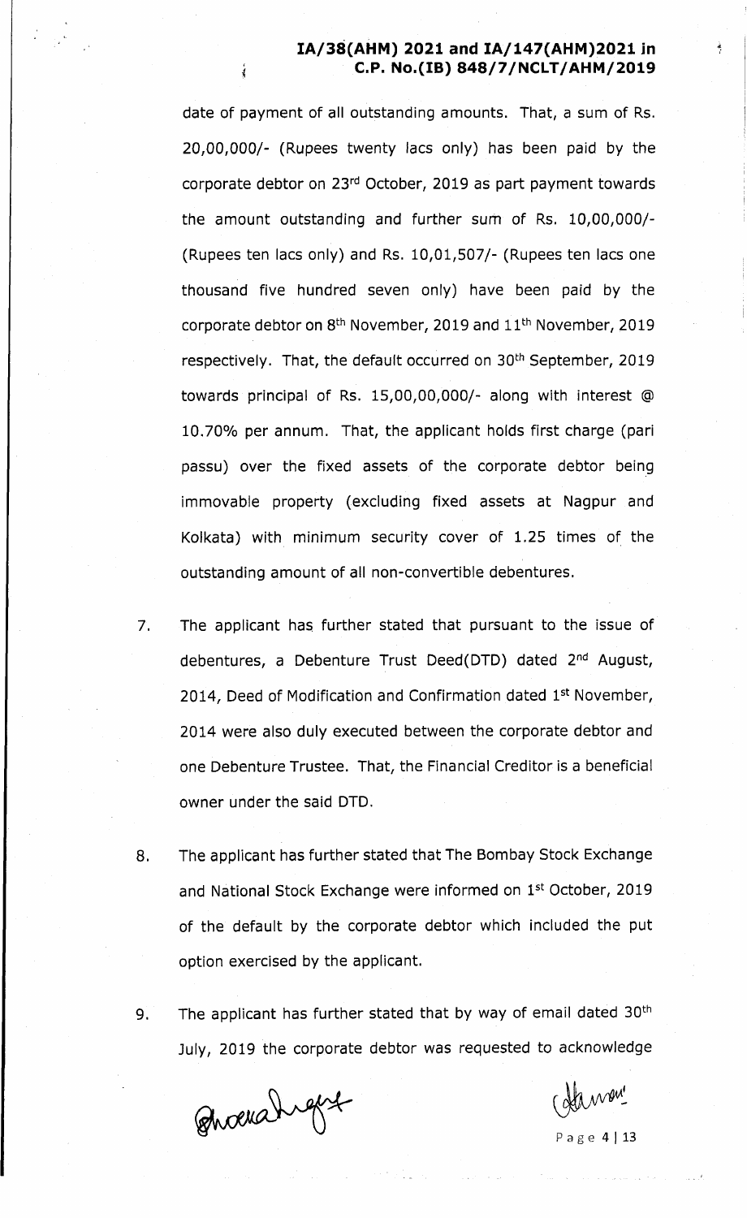date of payment of all outstanding amounts. That, a sum of Rs. 20,00,000/- (Rupees twenty lacs only) has been paid by the corporate debtor on 23rd October, 2019 as part payment towards the amount outstanding and further sum of Rs. 10,00,000/- (Rupees ten lacs only) and Rs. 10,01,507/- (Rupees ten lacs one thousand five hundred seven only) have been paid by the corporate debtor on 8th November, 2019 and 11th November, 2019 respectively. That, the default occurred on 30th September, 2019 towards principal of Rs. 15,00,00,000/- along with interest @ 10.70% per annum. That, the applicant holds first charge (pari passu) over the fixed assets of the corporate debtor being immovable property (excluding fixed assets at Nagpur and Kolkata) with minimum security cover of 1.25 times of the outstanding amount of all non-convertible debentures.

7. The applicant has further stated that pursuant to the issue of debentures, a Debenture Trust Deed(DTD) dated 2nd August, 2014, Deed of Modification and Confirmation dated 1st November, 2014 were also duly executed between the corporate debtor and one Debenture Trustee. That, the Financial Creditor is a beneficial owner under the said DTD.

8. The applicant has further stated that The Bombay Stock Exchange and National Stock Exchange were informed on 1st October, 2019 of the default by the corporate debtor which included the put option exercised by the applicant.

9. The applicant has further stated that by way of email dated 30th July, 2019 the corporate debtor was requested to acknowledge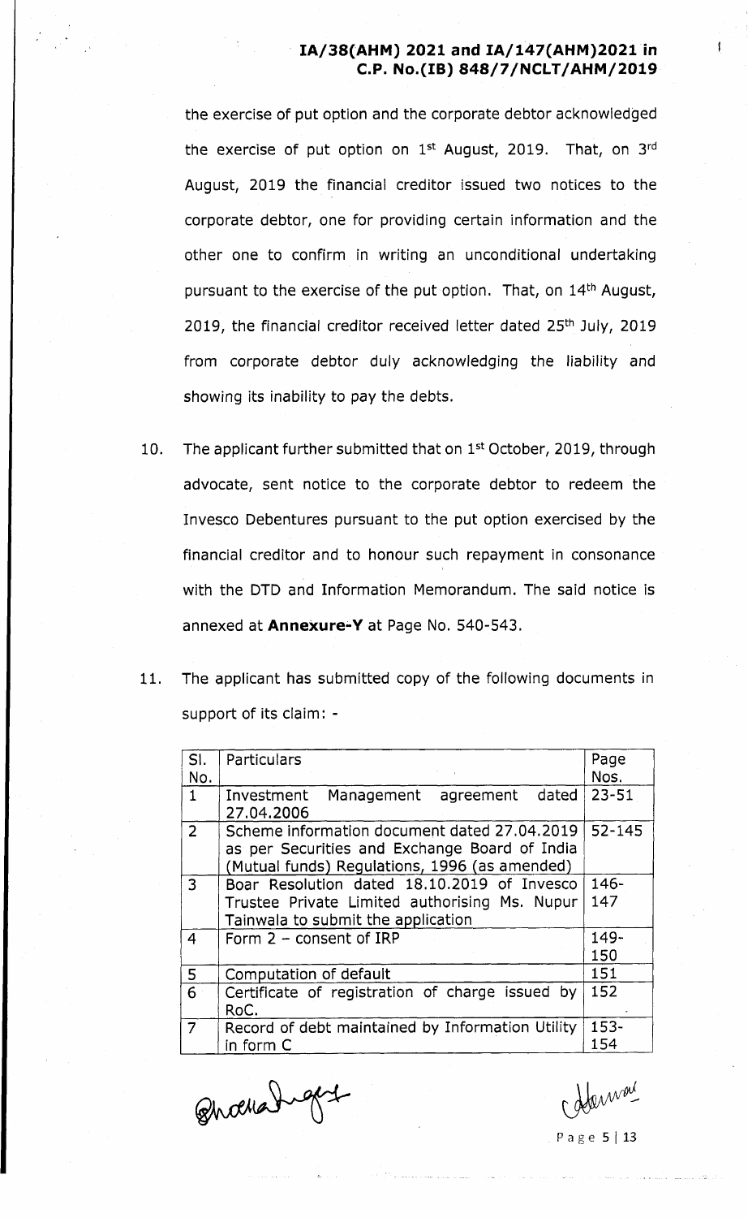the exercise of put option and the corporate debtor acknowledged the exercise of put option on 1st August, 2019. That, on 3rd August, 2019 the financial creditor issued two notices to the corporate debtor, one for providing certain information and the other one to confirm in writing an unconditional undertaking pursuant to the exercise of the put option. That, on 14th August, 2019, the financial creditor received letter dated 25th July, 2019 from corporate debtor duly acknowledging the liability and showing its inability to pay the debts.

10. The applicant further submitted that on 1st October, 2019, through advocate, sent notice to the corporate debtor to redeem the Invesco Debentures pursuant to the put option exercised by the financial creditor and to honour such repayment in consonance with the DTD and Information Memorandum. The said notice is annexed at **Annexure-Y** at Page No. 540-543.

11. The applicant has submitted copy of the following documents in support of its claim: -

| Sl. No. | Particulars | Page Nos. |
|---|---|---|
| 1 | Investment Management agreement dated 27.04.2006 | 23-51 |
| 2 | Scheme information document dated 27.04.2019 as per Securities and Exchange Board of India (Mutual funds) Regulations, 1996 (as amended) | 52-145 |
| 3 | Boar Resolution dated 18.10.2019 of Invesco Trustee Private Limited authorising Ms. Nupur Tainwala to submit the application | 146-147 |
| 4 | Form 2 – consent of IRP | 149-150 |
| 5 | Computation of default | 151 |
| 6 | Certificate of registration of charge issued by RoC. | 152 |
| 7 | Record of debt maintained by Information Utility in form C | 153-154 |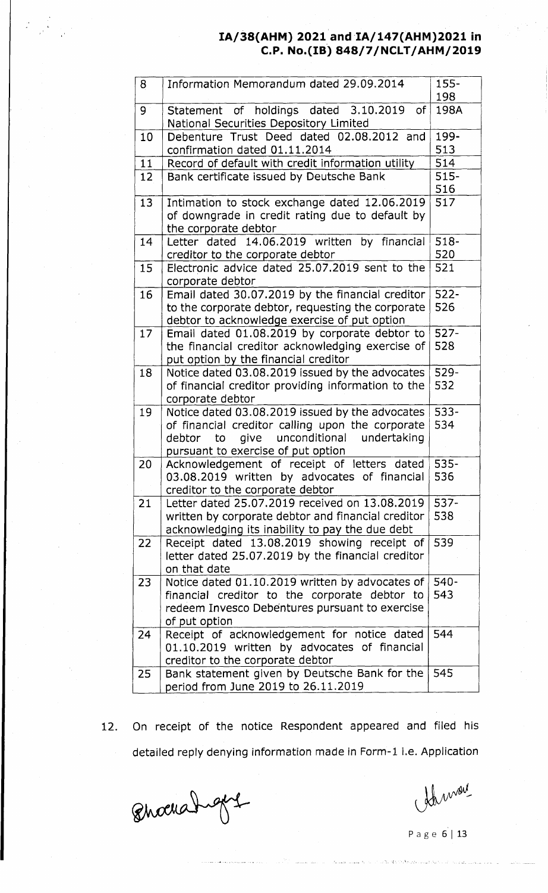| 8 | Information Memorandum dated 29.09.2014 | 155-198 |
|---|---|---|
| 9 | Statement of holdings dated 3.10.2019 of National Securities Depository Limited | 198A |
| 10 | Debenture Trust Deed dated 02.08.2012 and confirmation dated 01.11.2014 | 199-513 |
| 11 | Record of default with credit information utility | 514 |
| 12 | Bank certificate issued by Deutsche Bank | 515-516 |
| 13 | Intimation to stock exchange dated 12.06.2019 of downgrade in credit rating due to default by the corporate debtor | 517 |
| 14 | Letter dated 14.06.2019 written by financial creditor to the corporate debtor | 518-520 |
| 15 | Electronic advice dated 25.07.2019 sent to the corporate debtor | 521 |
| 16 | Email dated 30.07.2019 by the financial creditor to the corporate debtor, requesting the corporate debtor to acknowledge exercise of put option | 522-526 |
| 17 | Email dated 01.08.2019 by corporate debtor to the financial creditor acknowledging exercise of put option by the financial creditor | 527-528 |
| 18 | Notice dated 03.08.2019 issued by the advocates of financial creditor providing information to the corporate debtor | 529-532 |
| 19 | Notice dated 03.08.2019 issued by the advocates of financial creditor calling upon the corporate debtor to give unconditional undertaking pursuant to exercise of put option | 533-534 |
| 20 | Acknowledgement of receipt of letters dated 03.08.2019 written by advocates of financial creditor to the corporate debtor | 535-536 |
| 21 | Letter dated 25.07.2019 received on 13.08.2019 written by corporate debtor and financial creditor acknowledging its inability to pay the due debt | 537-538 |
| 22 | Receipt dated 13.08.2019 showing receipt of letter dated 25.07.2019 by the financial creditor on that date | 539 |
| 23 | Notice dated 01.10.2019 written by advocates of financial creditor to the corporate debtor to redeem Invesco Debentures pursuant to exercise of put option | 540-543 |
| 24 | Receipt of acknowledgement for notice dated 01.10.2019 written by advocates of financial creditor to the corporate debtor | 544 |
| 25 | Bank statement given by Deutsche Bank for the period from June 2019 to 26.11.2019 | 545 |

12. On receipt of the notice Respondent appeared and filed his detailed reply denying information made in Form-1 i.e. Application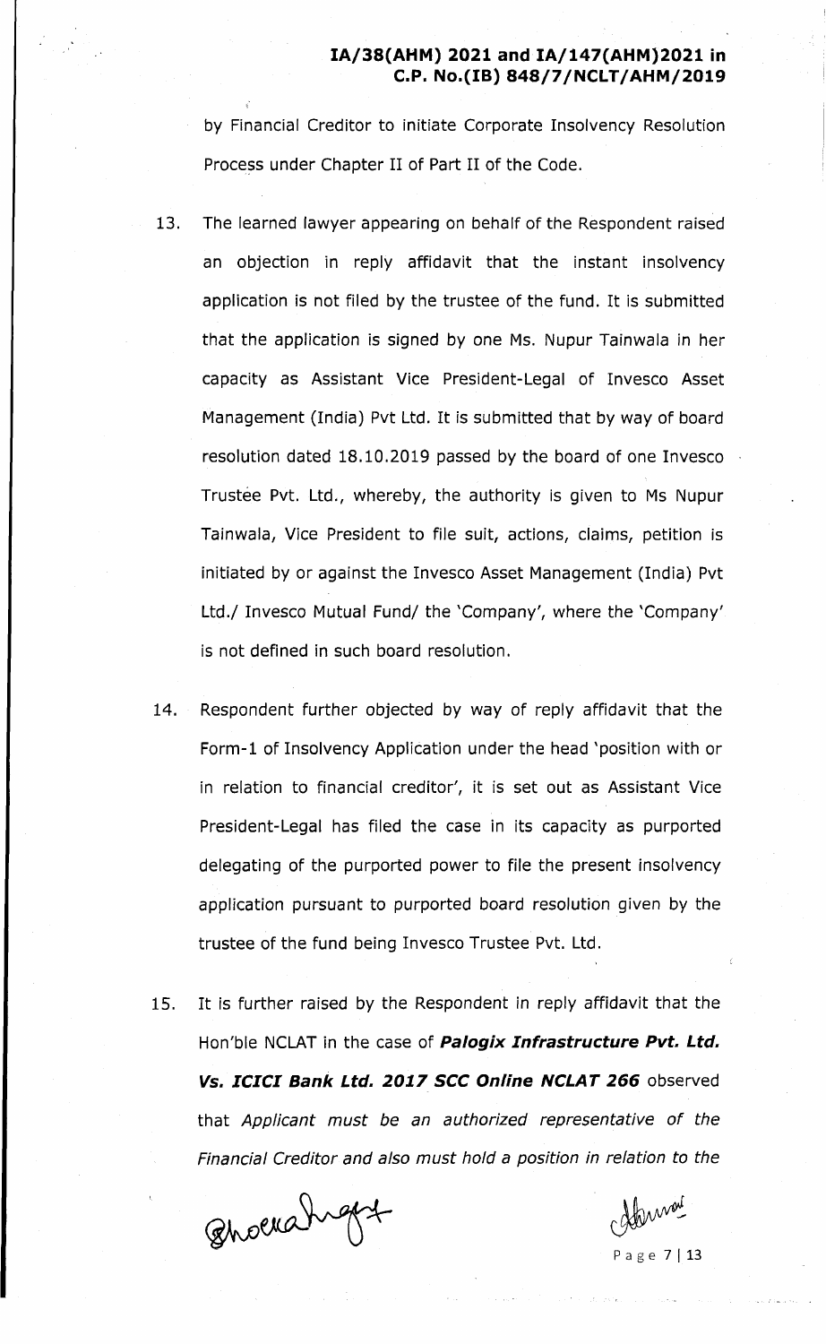by Financial Creditor to initiate Corporate Insolvency Resolution Process under Chapter II of Part II of the Code.

13. The learned lawyer appearing on behalf of the Respondent raised an objection in reply affidavit that the instant insolvency application is not filed by the trustee of the fund. It is submitted that the application is signed by one Ms. Nupur Tainwala in her capacity as Assistant Vice President-Legal of Invesco Asset Management (India) Pvt Ltd. It is submitted that by way of board resolution dated 18.10.2019 passed by the board of one Invesco Trustee Pvt. Ltd., whereby, the authority is given to Ms Nupur Tainwala, Vice President to file suit, actions, claims, petition is initiated by or against the Invesco Asset Management (India) Pvt Ltd./ Invesco Mutual Fund/ the 'Company', where the 'Company' is not defined in such board resolution.

14. Respondent further objected by way of reply affidavit that the Form-1 of Insolvency Application under the head 'position with or in relation to financial creditor', it is set out as Assistant Vice President-Legal has filed the case in its capacity as purported delegating of the purported power to file the present insolvency application pursuant to purported board resolution given by the trustee of the fund being Invesco Trustee Pvt. Ltd.

15. It is further raised by the Respondent in reply affidavit that the Hon'ble NCLAT in the case of ***Palogix Infrastructure Pvt. Ltd. Vs. ICICI Bank Ltd. 2017 SCC Online NCLAT 266*** observed that *Applicant must be an authorized representative of the Financial Creditor and also must hold a position in relation to the*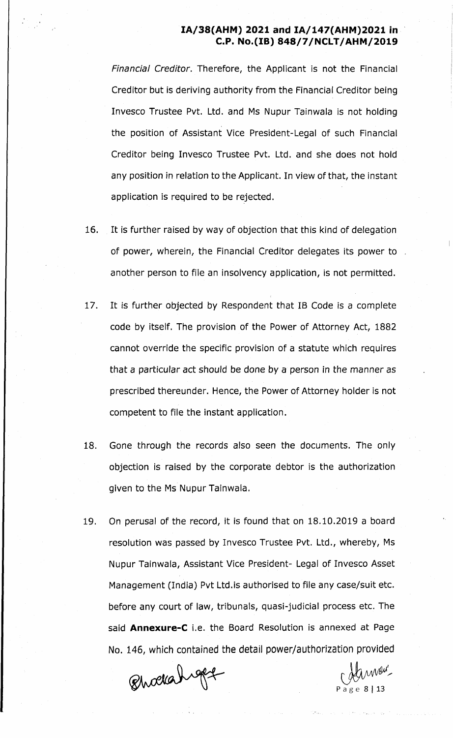*Financial Creditor*. Therefore, the Applicant is not the Financial Creditor but is deriving authority from the Financial Creditor being Invesco Trustee Pvt. Ltd. and Ms Nupur Tainwala is not holding the position of Assistant Vice President-Legal of such Financial Creditor being Invesco Trustee Pvt. Ltd. and she does not hold any position in relation to the Applicant. In view of that, the instant application is required to be rejected.

16. It is further raised by way of objection that this kind of delegation of power, wherein, the Financial Creditor delegates its power to another person to file an insolvency application, is not permitted.

17. It is further objected by Respondent that IB Code is a complete code by itself. The provision of the Power of Attorney Act, 1882 cannot override the specific provision of a statute which requires that a particular act should be done by a person in the manner as prescribed thereunder. Hence, the Power of Attorney holder is not competent to file the instant application.

18. Gone through the records also seen the documents. The only objection is raised by the corporate debtor is the authorization given to the Ms Nupur Tainwala.

19. On perusal of the record, it is found that on 18.10.2019 a board resolution was passed by Invesco Trustee Pvt. Ltd., whereby, Ms Nupur Tainwala, Assistant Vice President- Legal of Invesco Asset Management (India) Pvt Ltd.is authorised to file any case/suit etc. before any court of law, tribunals, quasi-judicial process etc. The said **Annexure-C** i.e. the Board Resolution is annexed at Page No. 146, which contained the detail power/authorization provided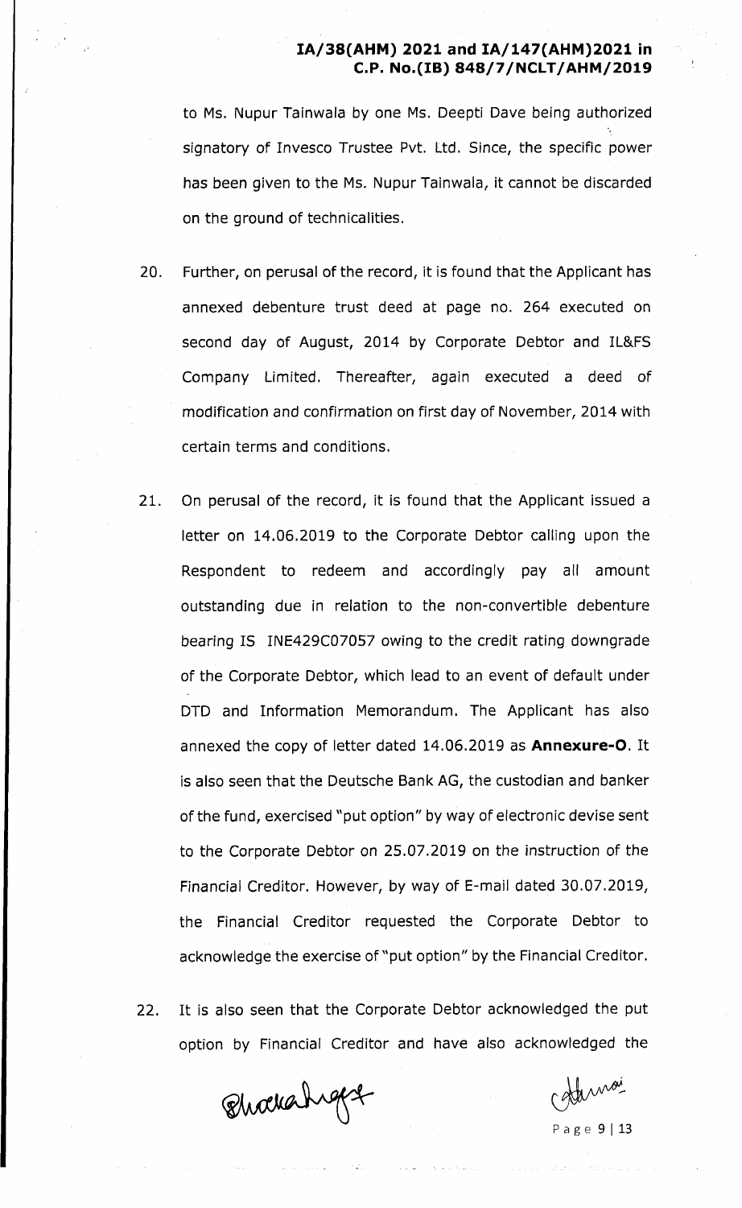to Ms. Nupur Tainwala by one Ms. Deepti Dave being authorized signatory of Invesco Trustee Pvt. Ltd. Since, the specific power has been given to the Ms. Nupur Tainwala, it cannot be discarded on the ground of technicalities.

20. Further, on perusal of the record, it is found that the Applicant has annexed debenture trust deed at page no. 264 executed on second day of August, 2014 by Corporate Debtor and IL&FS Company Limited. Thereafter, again executed a deed of modification and confirmation on first day of November, 2014 with certain terms and conditions.

21. On perusal of the record, it is found that the Applicant issued a letter on 14.06.2019 to the Corporate Debtor calling upon the Respondent to redeem and accordingly pay all amount outstanding due in relation to the non-convertible debenture bearing IS INE429C07057 owing to the credit rating downgrade of the Corporate Debtor, which lead to an event of default under DTD and Information Memorandum. The Applicant has also annexed the copy of letter dated 14.06.2019 as **Annexure-O**. It is also seen that the Deutsche Bank AG, the custodian and banker of the fund, exercised "put option" by way of electronic devise sent to the Corporate Debtor on 25.07.2019 on the instruction of the Financial Creditor. However, by way of E-mail dated 30.07.2019, the Financial Creditor requested the Corporate Debtor to acknowledge the exercise of "put option" by the Financial Creditor.

22. It is also seen that the Corporate Debtor acknowledged the put option by Financial Creditor and have also acknowledged the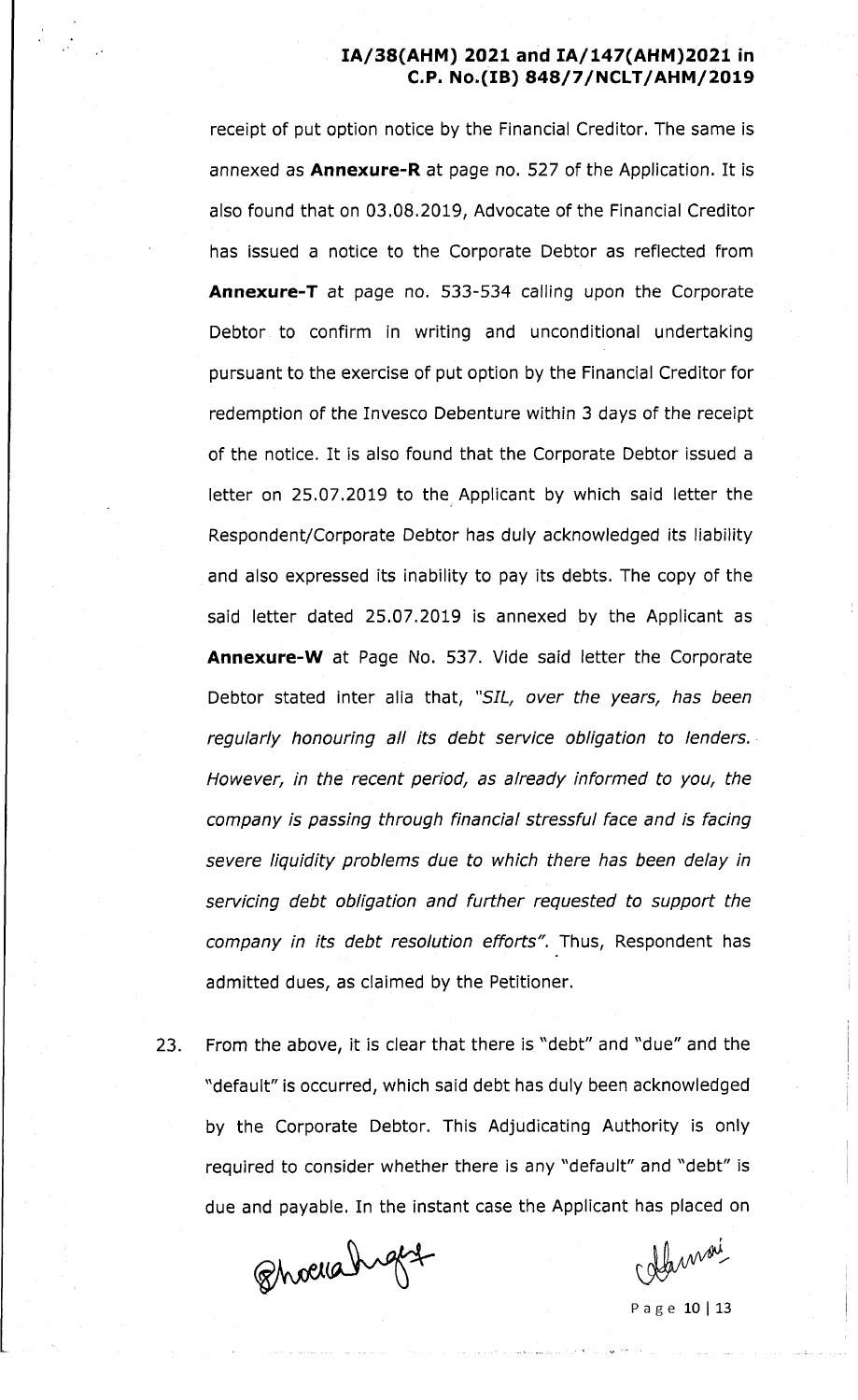receipt of put option notice by the Financial Creditor. The same is annexed as **Annexure-R** at page no. 527 of the Application. It is also found that on 03.08.2019, Advocate of the Financial Creditor has issued a notice to the Corporate Debtor as reflected from **Annexure-T** at page no. 533-534 calling upon the Corporate Debtor to confirm in writing and unconditional undertaking pursuant to the exercise of put option by the Financial Creditor for redemption of the Invesco Debenture within 3 days of the receipt of the notice. It is also found that the Corporate Debtor issued a letter on 25.07.2019 to the Applicant by which said letter the Respondent/Corporate Debtor has duly acknowledged its liability and also expressed its inability to pay its debts. The copy of the said letter dated 25.07.2019 is annexed by the Applicant as **Annexure-W** at Page No. 537. Vide said letter the Corporate Debtor stated inter alia that, *"SIL, over the years, has been regularly honouring all its debt service obligation to lenders. However, in the recent period, as already informed to you, the company is passing through financial stressful face and is facing severe liquidity problems due to which there has been delay in servicing debt obligation and further requested to support the company in its debt resolution efforts"*. Thus, Respondent has admitted dues, as claimed by the Petitioner.

23. From the above, it is clear that there is "debt" and "due" and the "default" is occurred, which said debt has duly been acknowledged by the Corporate Debtor. This Adjudicating Authority is only required to consider whether there is any "default" and "debt" is due and payable. In the instant case the Applicant has placed on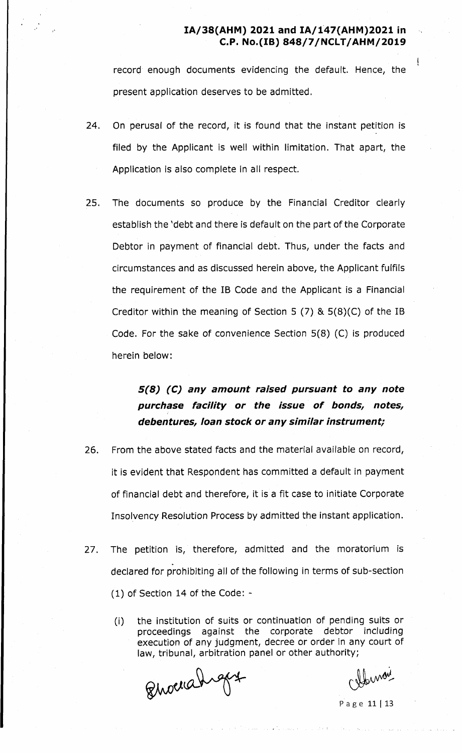record enough documents evidencing the default. Hence, the present application deserves to be admitted.

24. On perusal of the record, it is found that the instant petition is filed by the Applicant is well within limitation. That apart, the Application is also complete in all respect.

25. The documents so produce by the Financial Creditor clearly establish the 'debt and there is default on the part of the Corporate Debtor in payment of financial debt. Thus, under the facts and circumstances and as discussed herein above, the Applicant fulfils the requirement of the IB Code and the Applicant is a Financial Creditor within the meaning of Section 5 (7) & 5(8)(C) of the IB Code. For the sake of convenience Section 5(8) (C) is produced herein below:

> ***5(8) (C) any amount raised pursuant to any note purchase facility or the issue of bonds, notes, debentures, loan stock or any similar instrument;***

26. From the above stated facts and the material available on record, it is evident that Respondent has committed a default in payment of financial debt and therefore, it is a fit case to initiate Corporate Insolvency Resolution Process by admitted the instant application.

27. The petition is, therefore, admitted and the moratorium is declared for prohibiting all of the following in terms of sub-section (1) of Section 14 of the Code: -

    (i) the institution of suits or continuation of pending suits or proceedings against the corporate debtor including execution of any judgment, decree or order in any court of law, tribunal, arbitration panel or other authority;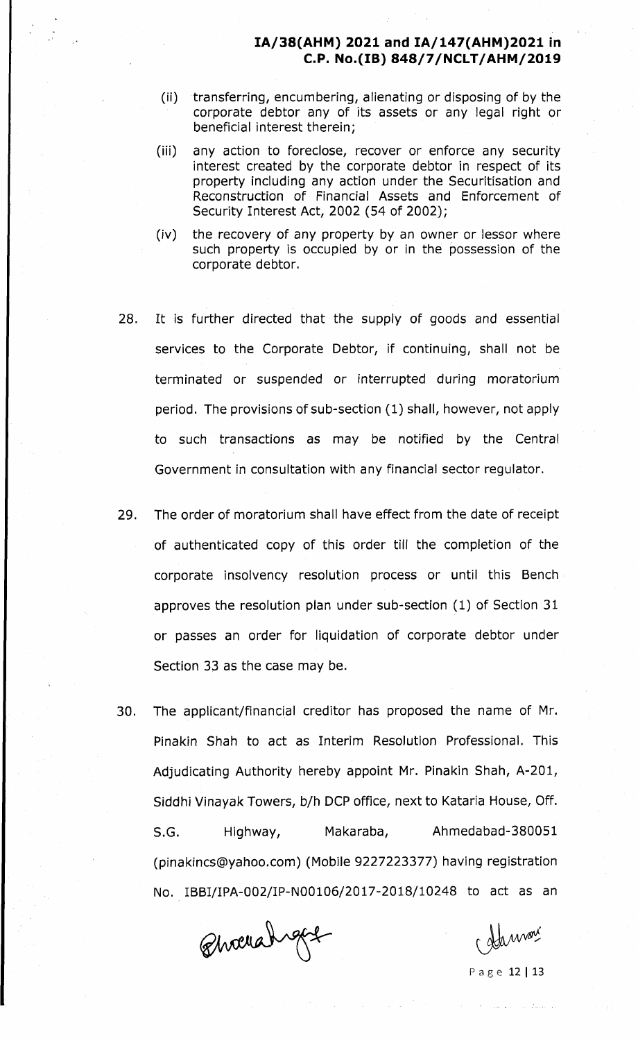(ii) transferring, encumbering, alienating or disposing of by the corporate debtor any of its assets or any legal right or beneficial interest therein;

(iii) any action to foreclose, recover or enforce any security interest created by the corporate debtor in respect of its property including any action under the Securitisation and Reconstruction of Financial Assets and Enforcement of Security Interest Act, 2002 (54 of 2002);

(iv) the recovery of any property by an owner or lessor where such property is occupied by or in the possession of the corporate debtor.

28. It is further directed that the supply of goods and essential services to the Corporate Debtor, if continuing, shall not be terminated or suspended or interrupted during moratorium period. The provisions of sub-section (1) shall, however, not apply to such transactions as may be notified by the Central Government in consultation with any financial sector regulator.

29. The order of moratorium shall have effect from the date of receipt of authenticated copy of this order till the completion of the corporate insolvency resolution process or until this Bench approves the resolution plan under sub-section (1) of Section 31 or passes an order for liquidation of corporate debtor under Section 33 as the case may be.

30. The applicant/financial creditor has proposed the name of Mr. Pinakin Shah to act as Interim Resolution Professional. This Adjudicating Authority hereby appoint Mr. Pinakin Shah, A-201, Siddhi Vinayak Towers, b/h DCP office, next to Kataria House, Off. S.G. Highway, Makaraba, Ahmedabad-380051 (pinakincs@yahoo.com) (Mobile 9227223377) having registration No. IBBI/IPA-002/IP-N00106/2017-2018/10248 to act as an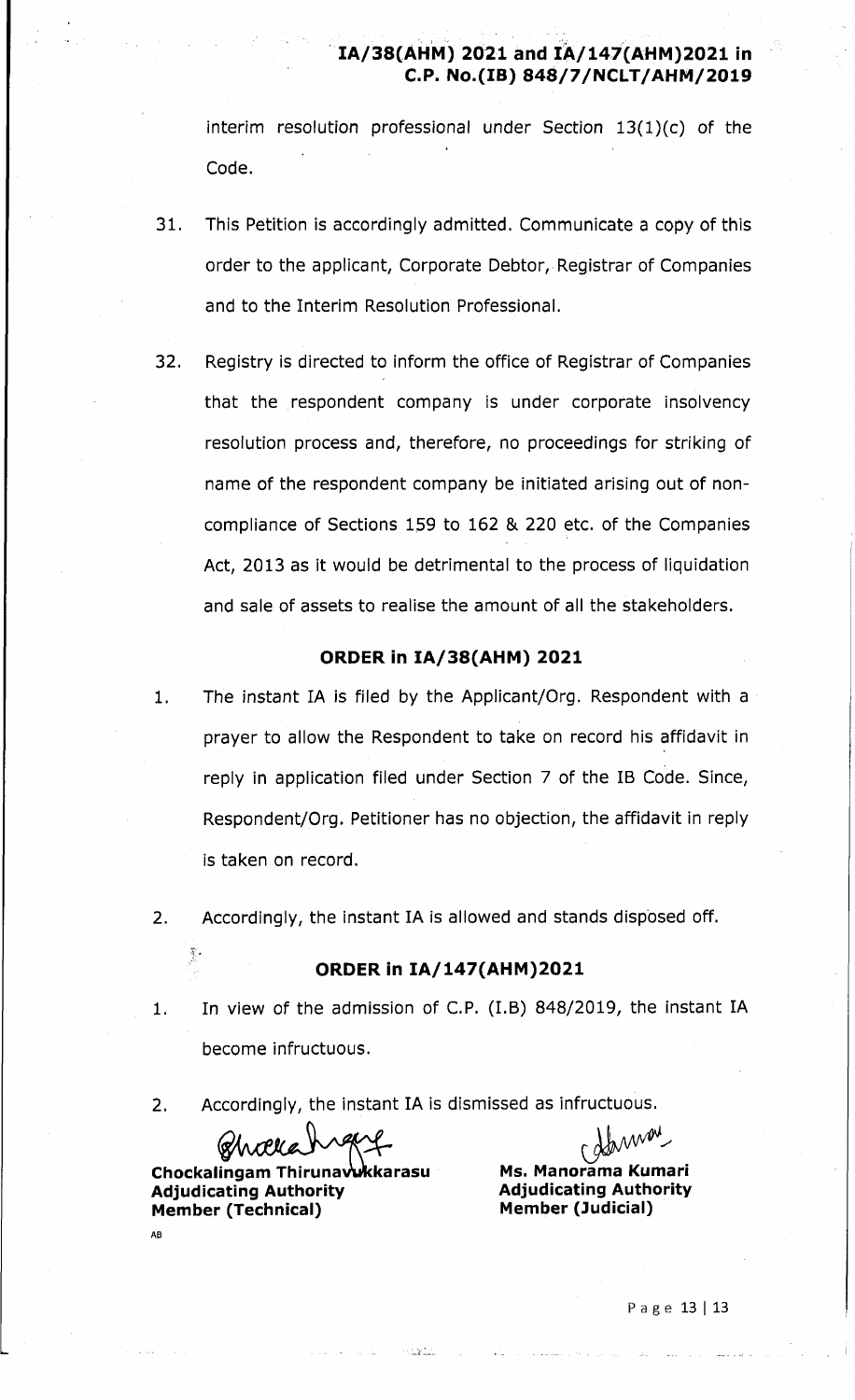interim resolution professional under Section 13(1)(c) of the Code.

31. This Petition is accordingly admitted. Communicate a copy of this order to the applicant, Corporate Debtor, Registrar of Companies and to the Interim Resolution Professional.

32. Registry is directed to inform the office of Registrar of Companies that the respondent company is under corporate insolvency resolution process and, therefore, no proceedings for striking of name of the respondent company be initiated arising out of non-compliance of Sections 159 to 162 & 220 etc. of the Companies Act, 2013 as it would be detrimental to the process of liquidation and sale of assets to realise the amount of all the stakeholders.

## ORDER in IA/38(AHM) 2021

1. The instant IA is filed by the Applicant/Org. Respondent with a prayer to allow the Respondent to take on record his affidavit in reply in application filed under Section 7 of the IB Code. Since, Respondent/Org. Petitioner has no objection, the affidavit in reply is taken on record.

2. Accordingly, the instant IA is allowed and stands disposed off.

## ORDER in IA/147(AHM)2021

1. In view of the admission of C.P. (I.B) 848/2019, the instant IA become infructuous.

2. Accordingly, the instant IA is dismissed as infructuous.

**Chockalingam Thirunavukkarasu**
**Adjudicating Authority**
**Member (Technical)**

**Ms. Manorama Kumari**
**Adjudicating Authority**
**Member (Judicial)**

AB